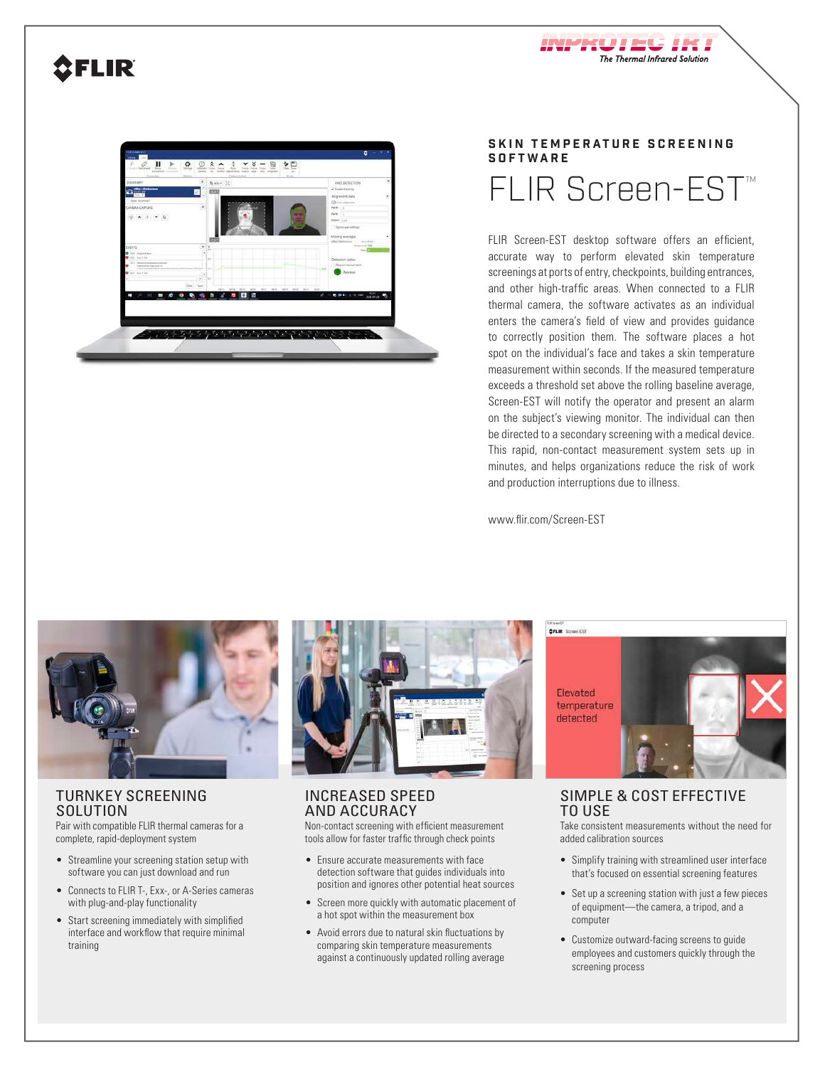SKIN TEMPERATURE SCREENING SOFTWARE

# FLIR Screen-EST™

FLIR Screen-EST desktop software offers an efficient, accurate way to perform elevated skin temperature screenings at ports of entry, checkpoints, building entrances, and other high-traffic areas. When connected to a FLIR thermal camera, the software activates as an individual enters the camera's field of view and provides guidance to correctly position them. The software places a hot spot on the individual's face and takes a skin temperature measurement within seconds. If the measured temperature exceeds a threshold set above the rolling baseline average, Screen-EST will notify the operator and present an alarm on the subject's viewing monitor. The individual can then be directed to a secondary screening with a medical device. This rapid, non-contact measurement system sets up in minutes, and helps organizations reduce the risk of work and production interruptions due to illness.

www.flir.com/Screen-EST

## TURNKEY SCREENING SOLUTION

Pair with compatible FLIR thermal cameras for a complete, rapid-deployment system

- Streamline your screening station setup with software you can just download and run
- Connects to FLIR T-, Exx-, or A-Series cameras with plug-and-play functionality
- Start screening immediately with simplified interface and workflow that require minimal training

## INCREASED SPEED AND ACCURACY

Non-contact screening with efficient measurement tools allow for faster traffic through check points

- Ensure accurate measurements with face detection software that guides individuals into position and ignores other potential heat sources
- Screen more quickly with automatic placement of a hot spot within the measurement box
- Avoid errors due to natural skin fluctuations by comparing skin temperature measurements against a continuously updated rolling average

## SIMPLE & COST EFFECTIVE TO USE

Take consistent measurements without the need for added calibration sources

- Simplify training with streamlined user interface that's focused on essential screening features
- Set up a screening station with just a few pieces of equipment—the camera, a tripod, and a computer
- Customize outward-facing screens to guide employees and customers quickly through the screening process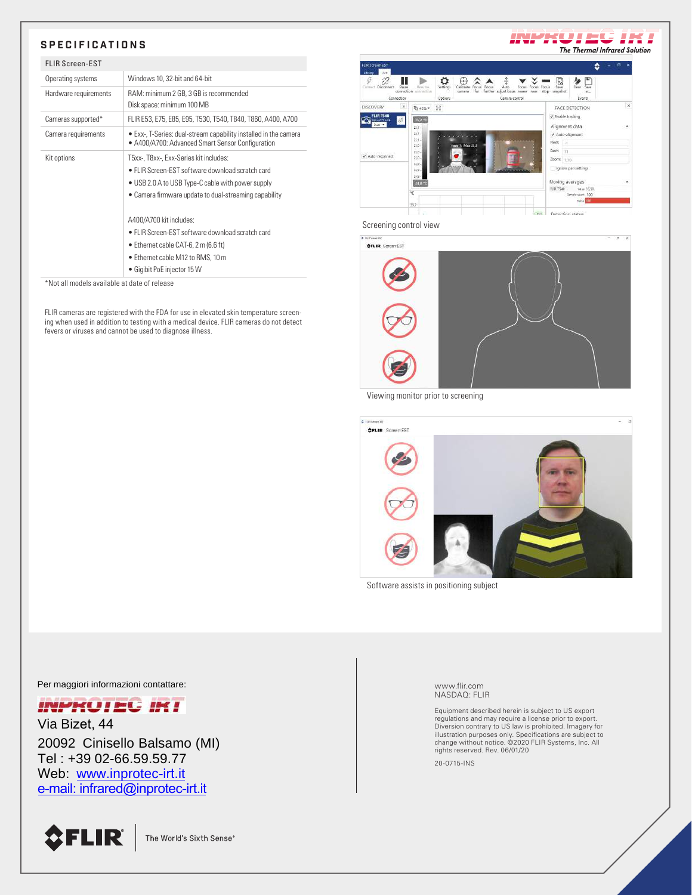## SPECIFICATIONS

| FLIR Screen-EST | |
|---|---|
| Operating systems | Windows 10, 32-bit and 64-bit |
| Hardware requirements | RAM: minimum 2 GB, 3 GB is recommended<br>Disk space: minimum 100 MB |
| Cameras supported* | FLIR E53, E75, E85, E95, T530, T540, T840, T860, A400, A700 |
| Camera requirements | • Exx-, T-Series: dual-stream capability installed in the camera<br>• A400/A700: Advanced Smart Sensor Configuration |
| Kit options | T5xx-, T8xx-, Exx-Series kit includes:<br>• FLIR Screen-EST software download scratch card<br>• USB 2.0 A to USB Type-C cable with power supply<br>• Camera firmware update to dual-streaming capability<br><br>A400/A700 kit includes:<br>• FLIR Screen-EST software download scratch card<br>• Ethernet cable CAT-6, 2 m (6.6 ft)<br>• Ethernet cable M12 to RMS, 10 m<br>• Gigibit PoE injector 15 W |

*Not all models available at date of release

FLIR cameras are registered with the FDA for use in elevated skin temperature screening when used in addition to testing with a medical device. FLIR cameras do not detect fevers or viruses and cannot be used to diagnose illness.

Screening control view

Viewing monitor prior to screening

Software assists in positioning subject

Per maggiori informazioni contattare:

INPROTEC IRT
Via Bizet, 44
20092 Cinisello Balsamo (MI)
Tel : +39 02-66.59.59.77
Web: www.inprotec-irt.it
e-mail: infrared@inprotec-irt.it

www.flir.com
NASDAQ: FLIR

Equipment described herein is subject to US export regulations and may require a license prior to export. Diversion contrary to US law is prohibited. Imagery for illustration purposes only. Specifications are subject to change without notice. ©2020 FLIR Systems, Inc. All rights reserved. Rev. 06/01/20

20-0715-INS

FLIR | The World's Sixth Sense®